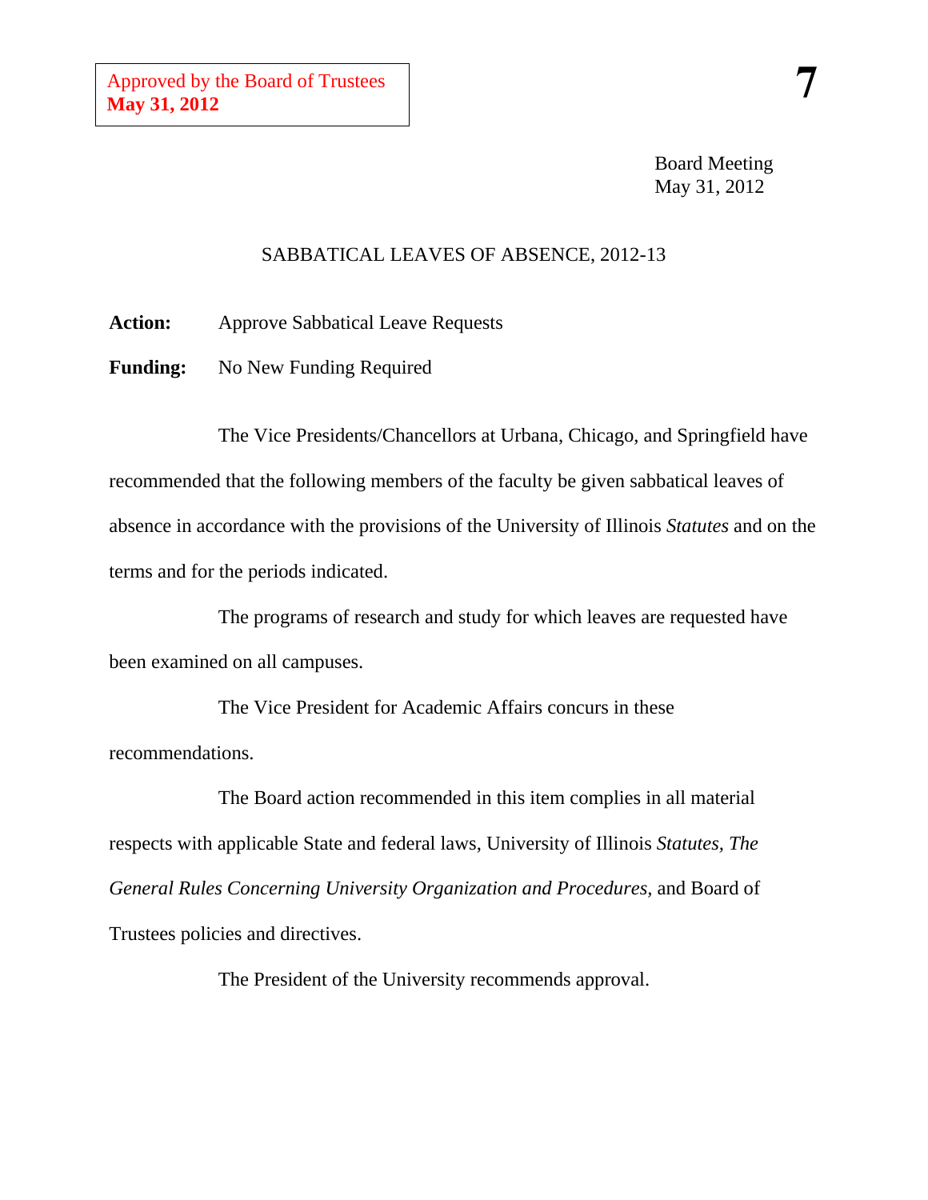Approved by the Board of Trustees
**May 31, 2012**

**7**

Board Meeting
May 31, 2012

SABBATICAL LEAVES OF ABSENCE, 2012-13

**Action:** Approve Sabbatical Leave Requests

**Funding:** No New Funding Required

The Vice Presidents/Chancellors at Urbana, Chicago, and Springfield have recommended that the following members of the faculty be given sabbatical leaves of absence in accordance with the provisions of the University of Illinois *Statutes* and on the terms and for the periods indicated.

The programs of research and study for which leaves are requested have been examined on all campuses.

The Vice President for Academic Affairs concurs in these recommendations.

The Board action recommended in this item complies in all material respects with applicable State and federal laws, University of Illinois *Statutes*, *The General Rules Concerning University Organization and Procedures*, and Board of Trustees policies and directives.

The President of the University recommends approval.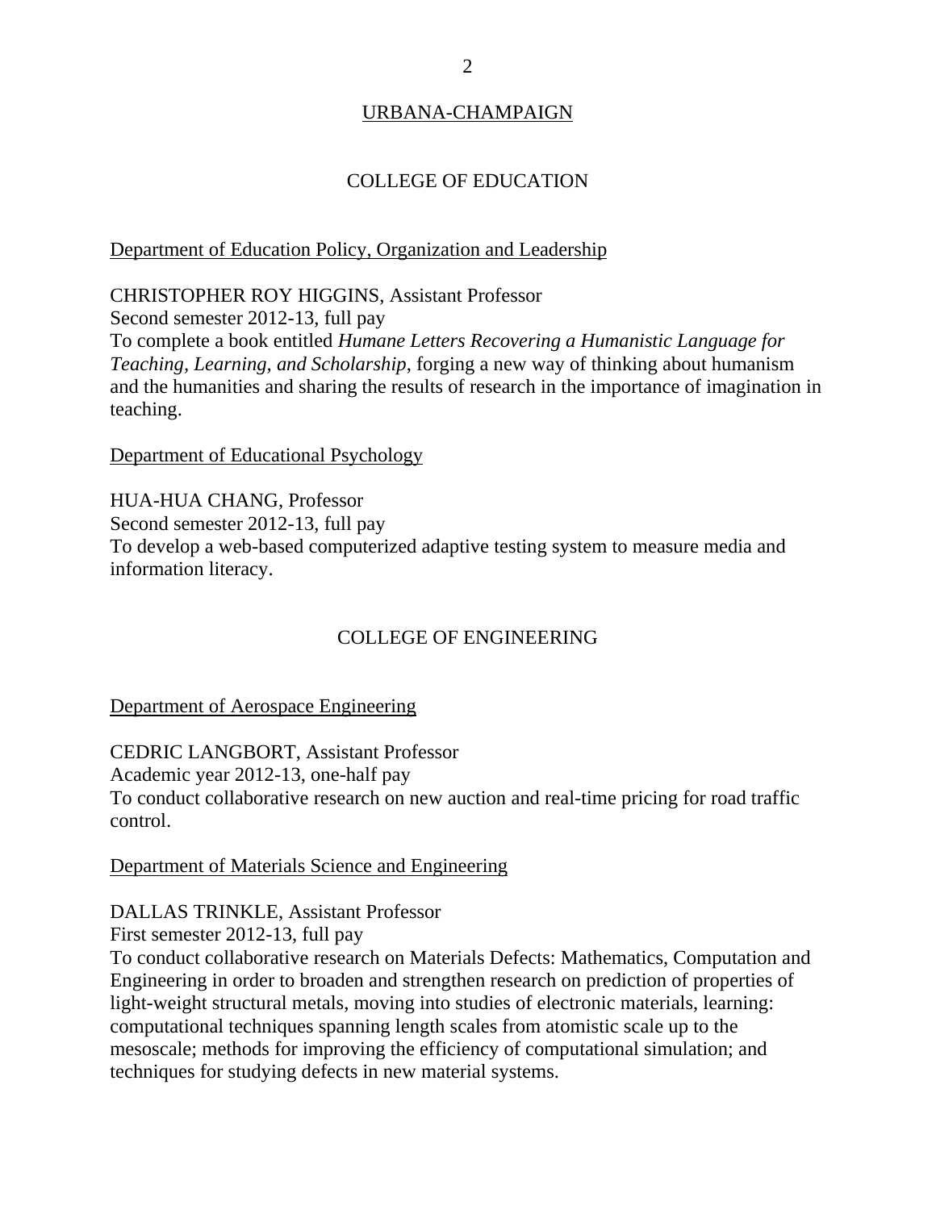## URBANA-CHAMPAIGN

### COLLEGE OF EDUCATION

Department of Education Policy, Organization and Leadership

CHRISTOPHER ROY HIGGINS, Assistant Professor
Second semester 2012-13, full pay
To complete a book entitled *Humane Letters Recovering a Humanistic Language for Teaching, Learning, and Scholarship*, forging a new way of thinking about humanism and the humanities and sharing the results of research in the importance of imagination in teaching.

Department of Educational Psychology

HUA-HUA CHANG, Professor
Second semester 2012-13, full pay
To develop a web-based computerized adaptive testing system to measure media and information literacy.

### COLLEGE OF ENGINEERING

Department of Aerospace Engineering

CEDRIC LANGBORT, Assistant Professor
Academic year 2012-13, one-half pay
To conduct collaborative research on new auction and real-time pricing for road traffic control.

Department of Materials Science and Engineering

DALLAS TRINKLE, Assistant Professor
First semester 2012-13, full pay
To conduct collaborative research on Materials Defects: Mathematics, Computation and Engineering in order to broaden and strengthen research on prediction of properties of light-weight structural metals, moving into studies of electronic materials, learning: computational techniques spanning length scales from atomistic scale up to the mesoscale; methods for improving the efficiency of computational simulation; and techniques for studying defects in new material systems.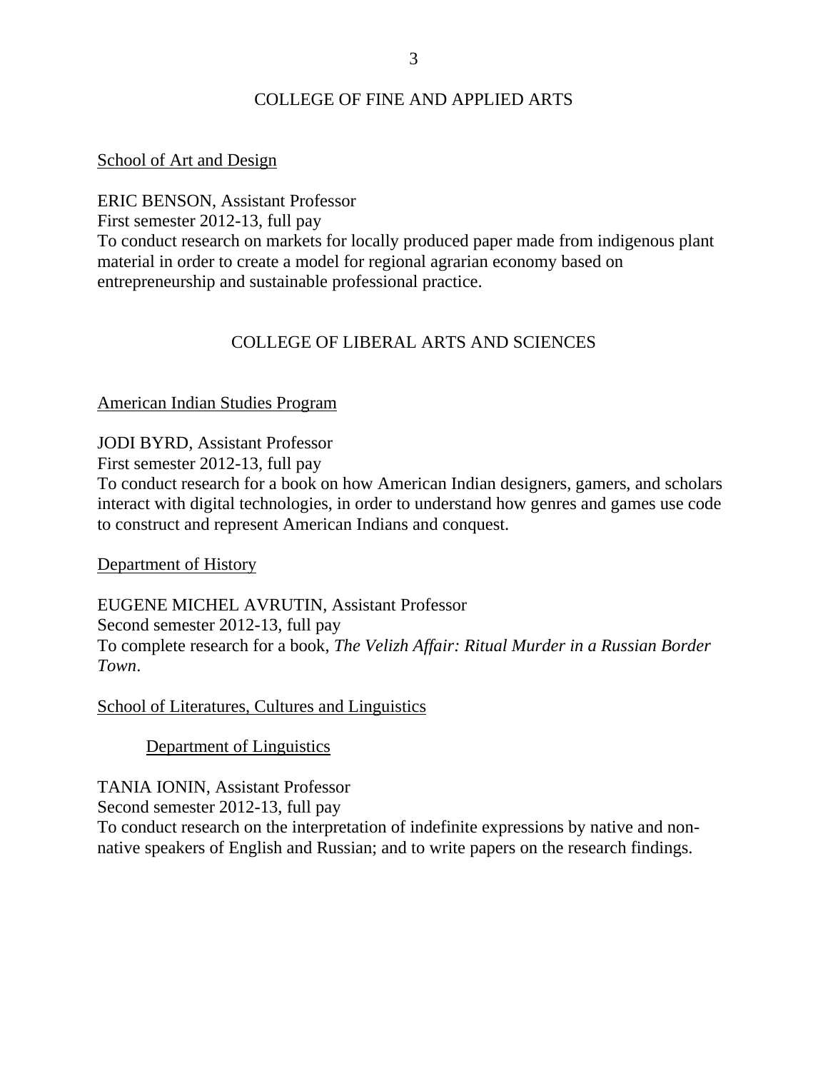## COLLEGE OF FINE AND APPLIED ARTS

School of Art and Design

ERIC BENSON, Assistant Professor
First semester 2012-13, full pay
To conduct research on markets for locally produced paper made from indigenous plant material in order to create a model for regional agrarian economy based on entrepreneurship and sustainable professional practice.

## COLLEGE OF LIBERAL ARTS AND SCIENCES

American Indian Studies Program

JODI BYRD, Assistant Professor
First semester 2012-13, full pay
To conduct research for a book on how American Indian designers, gamers, and scholars interact with digital technologies, in order to understand how genres and games use code to construct and represent American Indians and conquest.

Department of History

EUGENE MICHEL AVRUTIN, Assistant Professor
Second semester 2012-13, full pay
To complete research for a book, *The Velizh Affair: Ritual Murder in a Russian Border Town*.

School of Literatures, Cultures and Linguistics

Department of Linguistics

TANIA IONIN, Assistant Professor
Second semester 2012-13, full pay
To conduct research on the interpretation of indefinite expressions by native and non-native speakers of English and Russian; and to write papers on the research findings.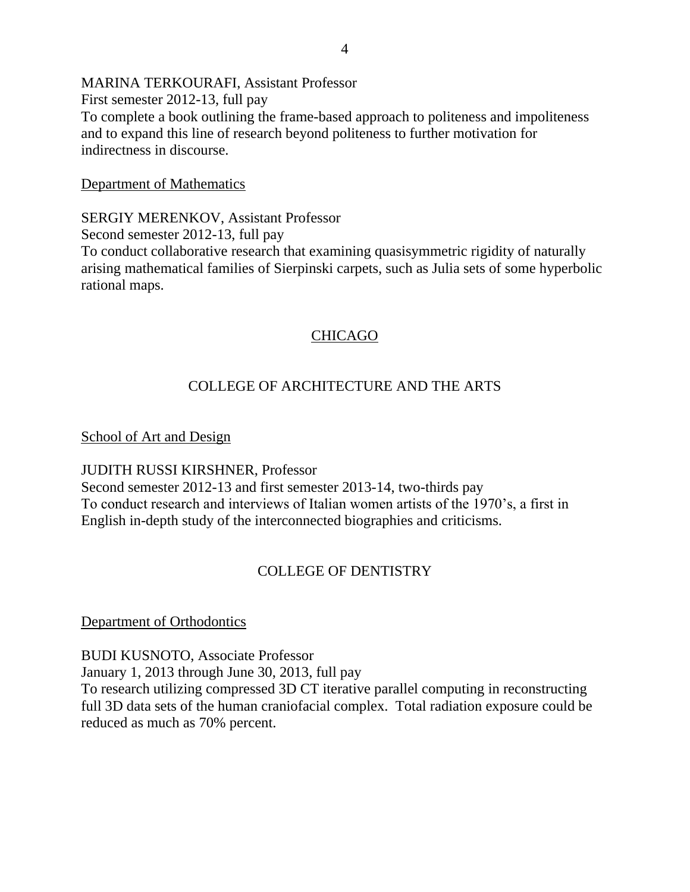MARINA TERKOURAFI, Assistant Professor
First semester 2012-13, full pay
To complete a book outlining the frame-based approach to politeness and impoliteness and to expand this line of research beyond politeness to further motivation for indirectness in discourse.

<u>Department of Mathematics</u>

SERGIY MERENKOV, Assistant Professor
Second semester 2012-13, full pay
To conduct collaborative research that examining quasisymmetric rigidity of naturally arising mathematical families of Sierpinski carpets, such as Julia sets of some hyperbolic rational maps.

## <u>CHICAGO</u>

### COLLEGE OF ARCHITECTURE AND THE ARTS

<u>School of Art and Design</u>

JUDITH RUSSI KIRSHNER, Professor
Second semester 2012-13 and first semester 2013-14, two-thirds pay
To conduct research and interviews of Italian women artists of the 1970's, a first in English in-depth study of the interconnected biographies and criticisms.

### COLLEGE OF DENTISTRY

<u>Department of Orthodontics</u>

BUDI KUSNOTO, Associate Professor
January 1, 2013 through June 30, 2013, full pay
To research utilizing compressed 3D CT iterative parallel computing in reconstructing full 3D data sets of the human craniofacial complex. Total radiation exposure could be reduced as much as 70% percent.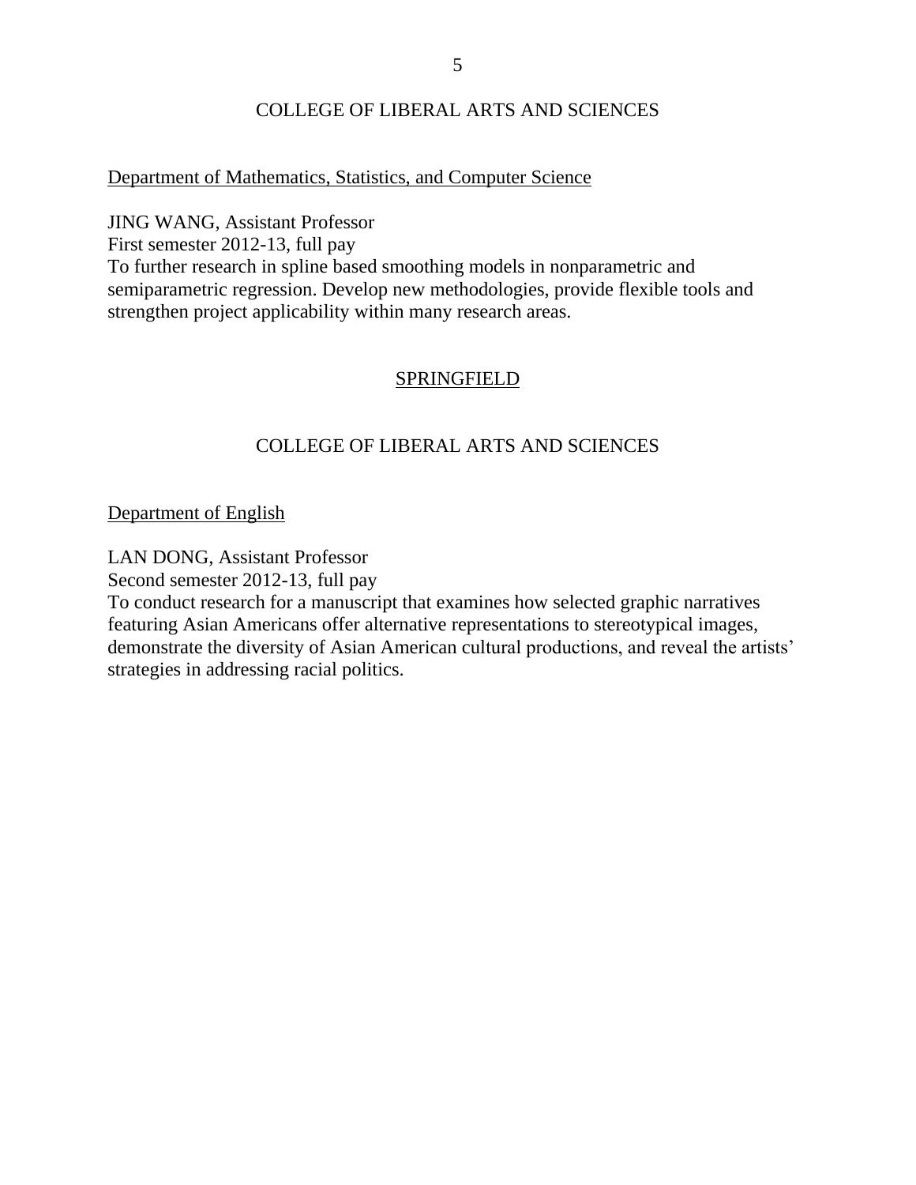## COLLEGE OF LIBERAL ARTS AND SCIENCES

Department of Mathematics, Statistics, and Computer Science

JING WANG, Assistant Professor
First semester 2012-13, full pay
To further research in spline based smoothing models in nonparametric and semiparametric regression. Develop new methodologies, provide flexible tools and strengthen project applicability within many research areas.

# SPRINGFIELD

## COLLEGE OF LIBERAL ARTS AND SCIENCES

Department of English

LAN DONG, Assistant Professor
Second semester 2012-13, full pay
To conduct research for a manuscript that examines how selected graphic narratives featuring Asian Americans offer alternative representations to stereotypical images, demonstrate the diversity of Asian American cultural productions, and reveal the artists' strategies in addressing racial politics.